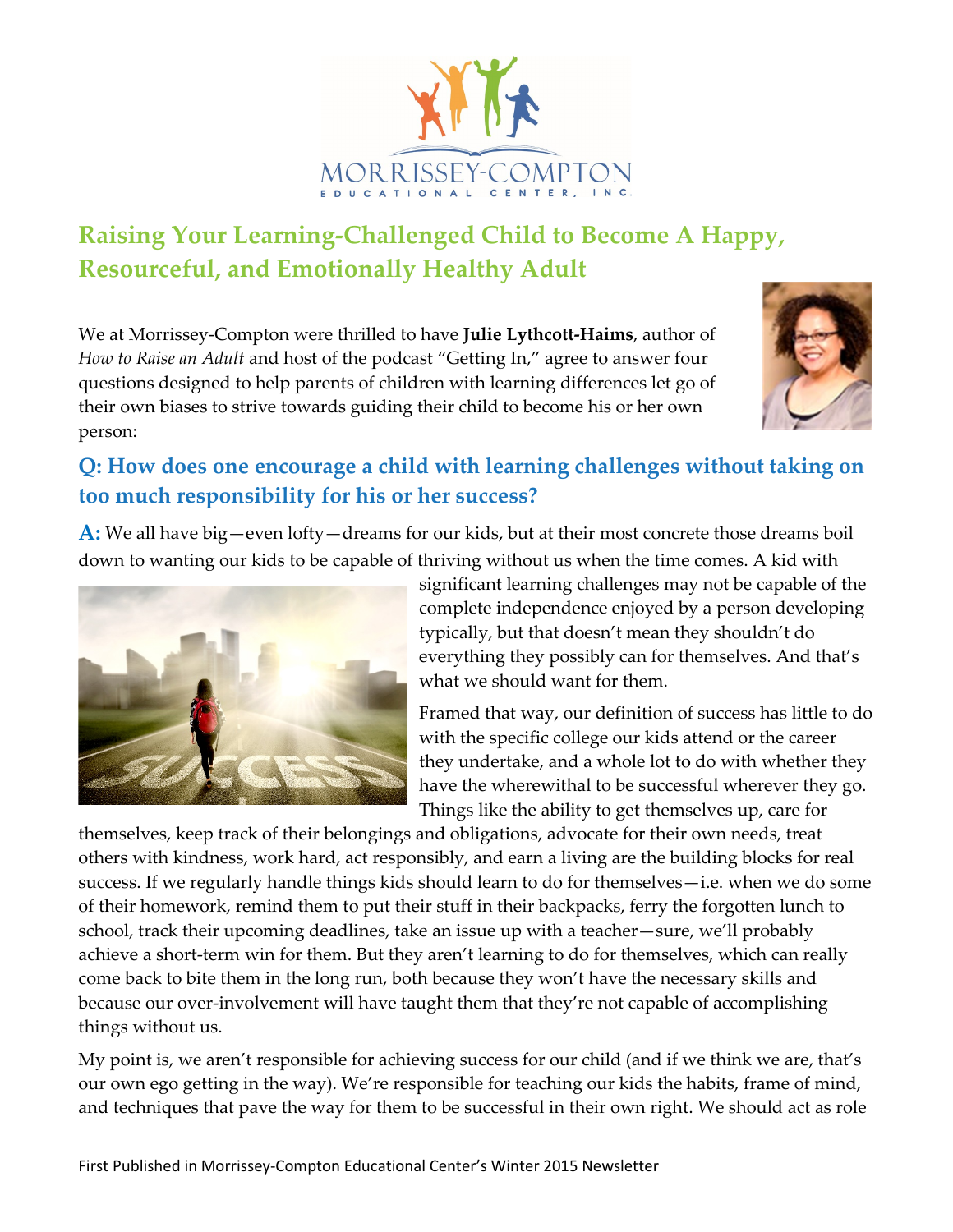MORRISSEY-COMPTON

EDUCATIONAL CENTER, INC.

# Raising Your Learning-Challenged Child to Become A Happy, Resourceful, and Emotionally Healthy Adult

We at Morrissey-Compton were thrilled to have **Julie Lythcott-Haims**, author of *How to Raise an Adult* and host of the podcast "Getting In," agree to answer four questions designed to help parents of children with learning differences let go of their own biases to strive towards guiding their child to become his or her own person:

## Q: How does one encourage a child with learning challenges without taking on too much responsibility for his or her success?

**A:** We all have big—even lofty—dreams for our kids, but at their most concrete those dreams boil down to wanting our kids to be capable of thriving without us when the time comes. A kid with significant learning challenges may not be capable of the complete independence enjoyed by a person developing typically, but that doesn't mean they shouldn't do everything they possibly can for themselves. And that's what we should want for them.

Framed that way, our definition of success has little to do with the specific college our kids attend or the career they undertake, and a whole lot to do with whether they have the wherewithal to be successful wherever they go. Things like the ability to get themselves up, care for themselves, keep track of their belongings and obligations, advocate for their own needs, treat others with kindness, work hard, act responsibly, and earn a living are the building blocks for real success. If we regularly handle things kids should learn to do for themselves—i.e. when we do some of their homework, remind them to put their stuff in their backpacks, ferry the forgotten lunch to school, track their upcoming deadlines, take an issue up with a teacher—sure, we'll probably achieve a short-term win for them. But they aren't learning to do for themselves, which can really come back to bite them in the long run, both because they won't have the necessary skills and because our over-involvement will have taught them that they're not capable of accomplishing things without us.

My point is, we aren't responsible for achieving success for our child (and if we think we are, that's our own ego getting in the way). We're responsible for teaching our kids the habits, frame of mind, and techniques that pave the way for them to be successful in their own right. We should act as role

First Published in Morrissey-Compton Educational Center's Winter 2015 Newsletter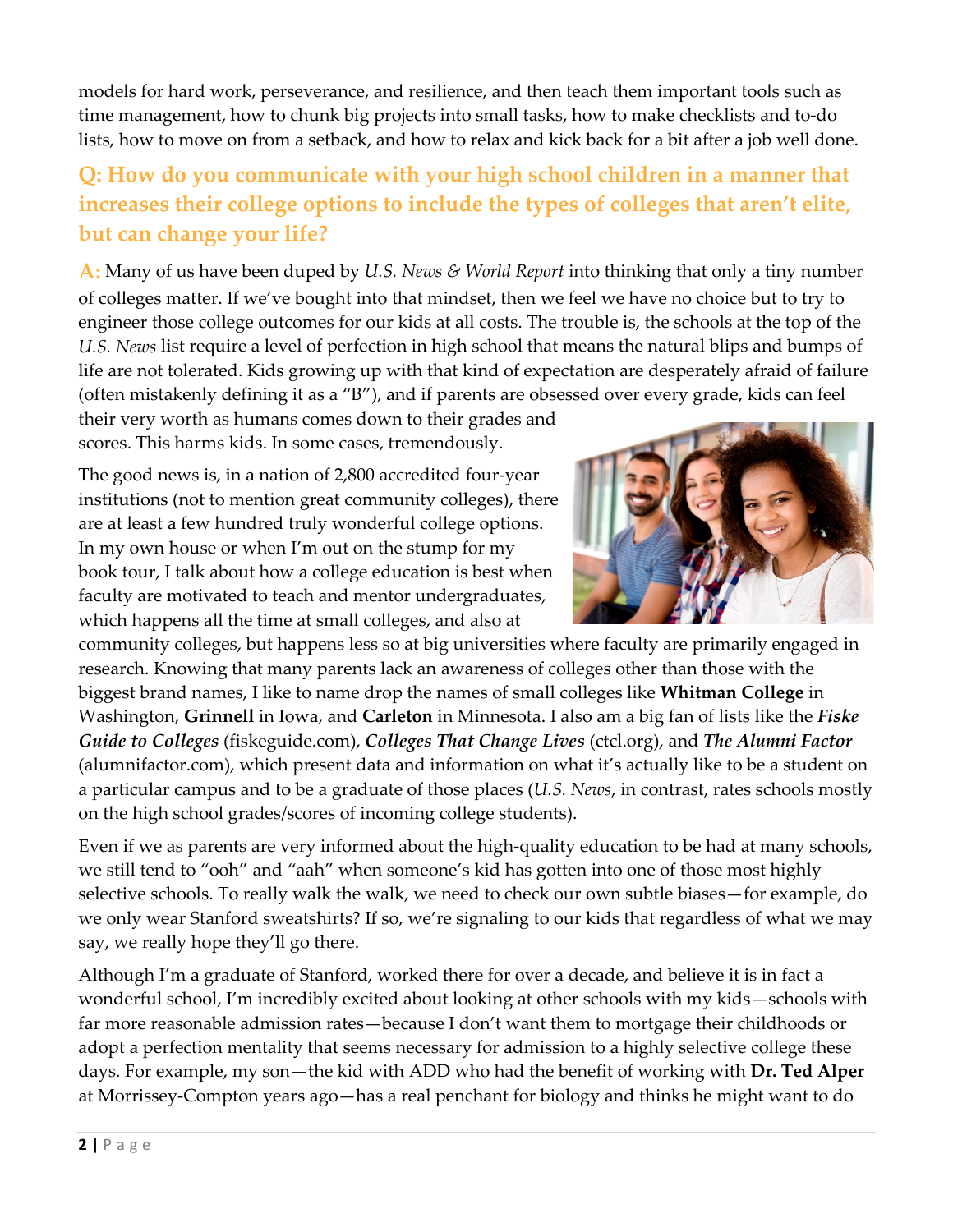models for hard work, perseverance, and resilience, and then teach them important tools such as time management, how to chunk big projects into small tasks, how to make checklists and to-do lists, how to move on from a setback, and how to relax and kick back for a bit after a job well done.

## Q: How do you communicate with your high school children in a manner that increases their college options to include the types of colleges that aren't elite, but can change your life?

**A:** Many of us have been duped by *U.S. News & World Report* into thinking that only a tiny number of colleges matter. If we've bought into that mindset, then we feel we have no choice but to try to engineer those college outcomes for our kids at all costs. The trouble is, the schools at the top of the *U.S. News* list require a level of perfection in high school that means the natural blips and bumps of life are not tolerated. Kids growing up with that kind of expectation are desperately afraid of failure (often mistakenly defining it as a "B"), and if parents are obsessed over every grade, kids can feel their very worth as humans comes down to their grades and scores. This harms kids. In some cases, tremendously.

The good news is, in a nation of 2,800 accredited four-year institutions (not to mention great community colleges), there are at least a few hundred truly wonderful college options. In my own house or when I'm out on the stump for my book tour, I talk about how a college education is best when faculty are motivated to teach and mentor undergraduates, which happens all the time at small colleges, and also at community colleges, but happens less so at big universities where faculty are primarily engaged in research. Knowing that many parents lack an awareness of colleges other than those with the biggest brand names, I like to name drop the names of small colleges like **Whitman College** in Washington, **Grinnell** in Iowa, and **Carleton** in Minnesota. I also am a big fan of lists like the ***Fiske Guide to Colleges*** (fiskeguide.com), ***Colleges That Change Lives*** (ctcl.org), and ***The Alumni Factor*** (alumnifactor.com), which present data and information on what it's actually like to be a student on a particular campus and to be a graduate of those places (*U.S. News*, in contrast, rates schools mostly on the high school grades/scores of incoming college students).

Even if we as parents are very informed about the high-quality education to be had at many schools, we still tend to "ooh" and "aah" when someone's kid has gotten into one of those most highly selective schools. To really walk the walk, we need to check our own subtle biases—for example, do we only wear Stanford sweatshirts? If so, we're signaling to our kids that regardless of what we may say, we really hope they'll go there.

Although I'm a graduate of Stanford, worked there for over a decade, and believe it is in fact a wonderful school, I'm incredibly excited about looking at other schools with my kids—schools with far more reasonable admission rates—because I don't want them to mortgage their childhoods or adopt a perfection mentality that seems necessary for admission to a highly selective college these days. For example, my son—the kid with ADD who had the benefit of working with **Dr. Ted Alper** at Morrissey-Compton years ago—has a real penchant for biology and thinks he might want to do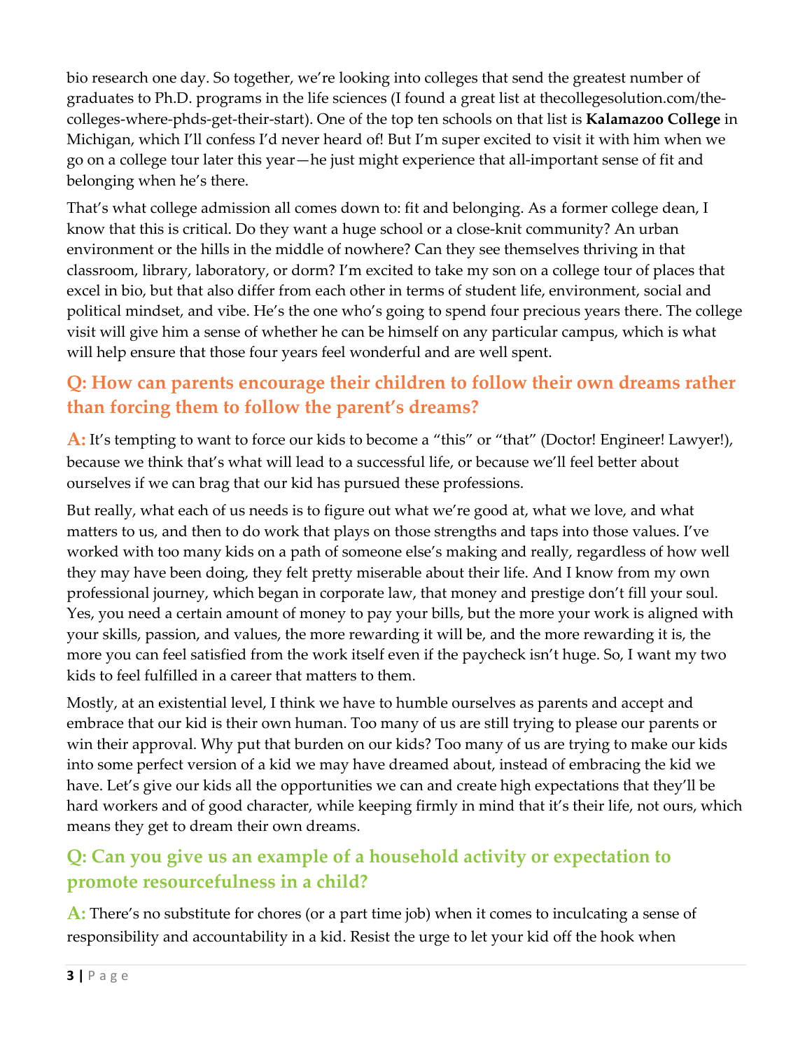bio research one day. So together, we're looking into colleges that send the greatest number of graduates to Ph.D. programs in the life sciences (I found a great list at thecollegesolution.com/the-colleges-where-phds-get-their-start). One of the top ten schools on that list is **Kalamazoo College** in Michigan, which I'll confess I'd never heard of! But I'm super excited to visit it with him when we go on a college tour later this year—he just might experience that all-important sense of fit and belonging when he's there.

That's what college admission all comes down to: fit and belonging. As a former college dean, I know that this is critical. Do they want a huge school or a close-knit community? An urban environment or the hills in the middle of nowhere? Can they see themselves thriving in that classroom, library, laboratory, or dorm? I'm excited to take my son on a college tour of places that excel in bio, but that also differ from each other in terms of student life, environment, social and political mindset, and vibe. He's the one who's going to spend four precious years there. The college visit will give him a sense of whether he can be himself on any particular campus, which is what will help ensure that those four years feel wonderful and are well spent.

## Q: How can parents encourage their children to follow their own dreams rather than forcing them to follow the parent's dreams?

**A:** It's tempting to want to force our kids to become a "this" or "that" (Doctor! Engineer! Lawyer!), because we think that's what will lead to a successful life, or because we'll feel better about ourselves if we can brag that our kid has pursued these professions.

But really, what each of us needs is to figure out what we're good at, what we love, and what matters to us, and then to do work that plays on those strengths and taps into those values. I've worked with too many kids on a path of someone else's making and really, regardless of how well they may have been doing, they felt pretty miserable about their life. And I know from my own professional journey, which began in corporate law, that money and prestige don't fill your soul. Yes, you need a certain amount of money to pay your bills, but the more your work is aligned with your skills, passion, and values, the more rewarding it will be, and the more rewarding it is, the more you can feel satisfied from the work itself even if the paycheck isn't huge. So, I want my two kids to feel fulfilled in a career that matters to them.

Mostly, at an existential level, I think we have to humble ourselves as parents and accept and embrace that our kid is their own human. Too many of us are still trying to please our parents or win their approval. Why put that burden on our kids? Too many of us are trying to make our kids into some perfect version of a kid we may have dreamed about, instead of embracing the kid we have. Let's give our kids all the opportunities we can and create high expectations that they'll be hard workers and of good character, while keeping firmly in mind that it's their life, not ours, which means they get to dream their own dreams.

## Q: Can you give us an example of a household activity or expectation to promote resourcefulness in a child?

**A:** There's no substitute for chores (or a part time job) when it comes to inculcating a sense of responsibility and accountability in a kid. Resist the urge to let your kid off the hook when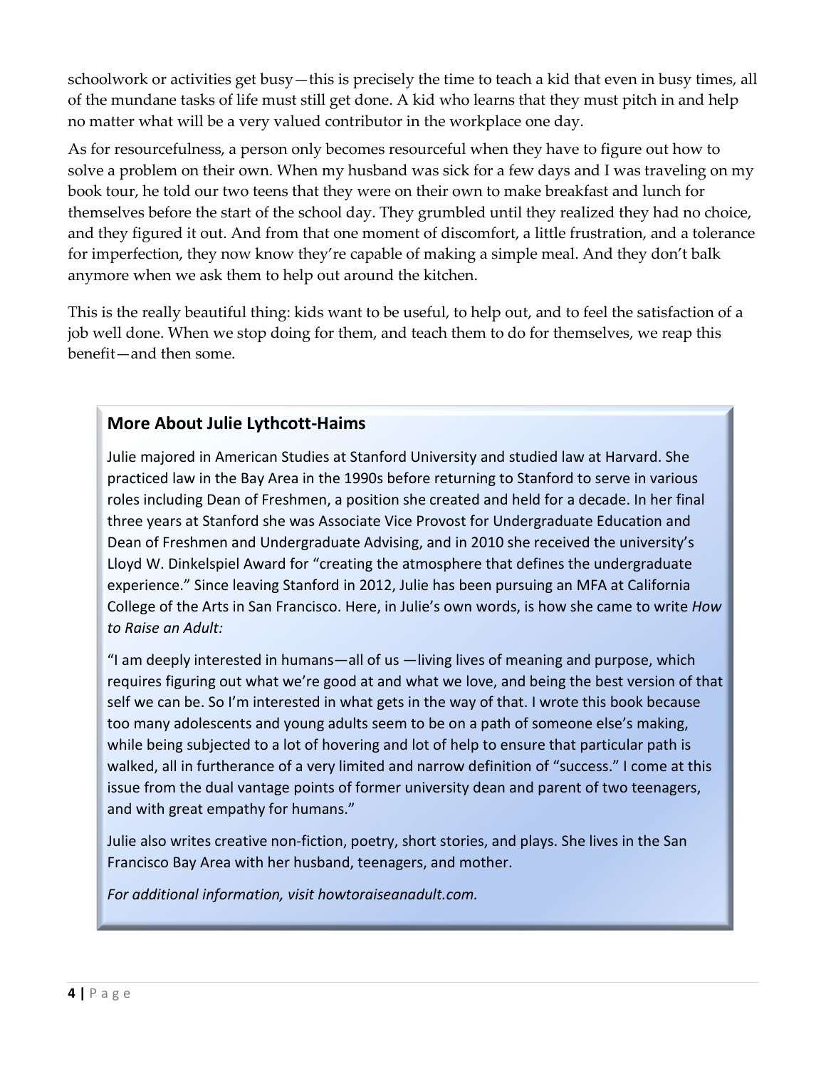schoolwork or activities get busy—this is precisely the time to teach a kid that even in busy times, all of the mundane tasks of life must still get done. A kid who learns that they must pitch in and help no matter what will be a very valued contributor in the workplace one day.

As for resourcefulness, a person only becomes resourceful when they have to figure out how to solve a problem on their own. When my husband was sick for a few days and I was traveling on my book tour, he told our two teens that they were on their own to make breakfast and lunch for themselves before the start of the school day. They grumbled until they realized they had no choice, and they figured it out. And from that one moment of discomfort, a little frustration, and a tolerance for imperfection, they now know they're capable of making a simple meal. And they don't balk anymore when we ask them to help out around the kitchen.

This is the really beautiful thing: kids want to be useful, to help out, and to feel the satisfaction of a job well done. When we stop doing for them, and teach them to do for themselves, we reap this benefit—and then some.

## More About Julie Lythcott-Haims

Julie majored in American Studies at Stanford University and studied law at Harvard. She practiced law in the Bay Area in the 1990s before returning to Stanford to serve in various roles including Dean of Freshmen, a position she created and held for a decade. In her final three years at Stanford she was Associate Vice Provost for Undergraduate Education and Dean of Freshmen and Undergraduate Advising, and in 2010 she received the university's Lloyd W. Dinkelspiel Award for "creating the atmosphere that defines the undergraduate experience." Since leaving Stanford in 2012, Julie has been pursuing an MFA at California College of the Arts in San Francisco. Here, in Julie's own words, is how she came to write *How to Raise an Adult:*

"I am deeply interested in humans—all of us —living lives of meaning and purpose, which requires figuring out what we're good at and what we love, and being the best version of that self we can be. So I'm interested in what gets in the way of that. I wrote this book because too many adolescents and young adults seem to be on a path of someone else's making, while being subjected to a lot of hovering and lot of help to ensure that particular path is walked, all in furtherance of a very limited and narrow definition of "success." I come at this issue from the dual vantage points of former university dean and parent of two teenagers, and with great empathy for humans."

Julie also writes creative non-fiction, poetry, short stories, and plays. She lives in the San Francisco Bay Area with her husband, teenagers, and mother.

*For additional information, visit howtoraiseanadult.com.*